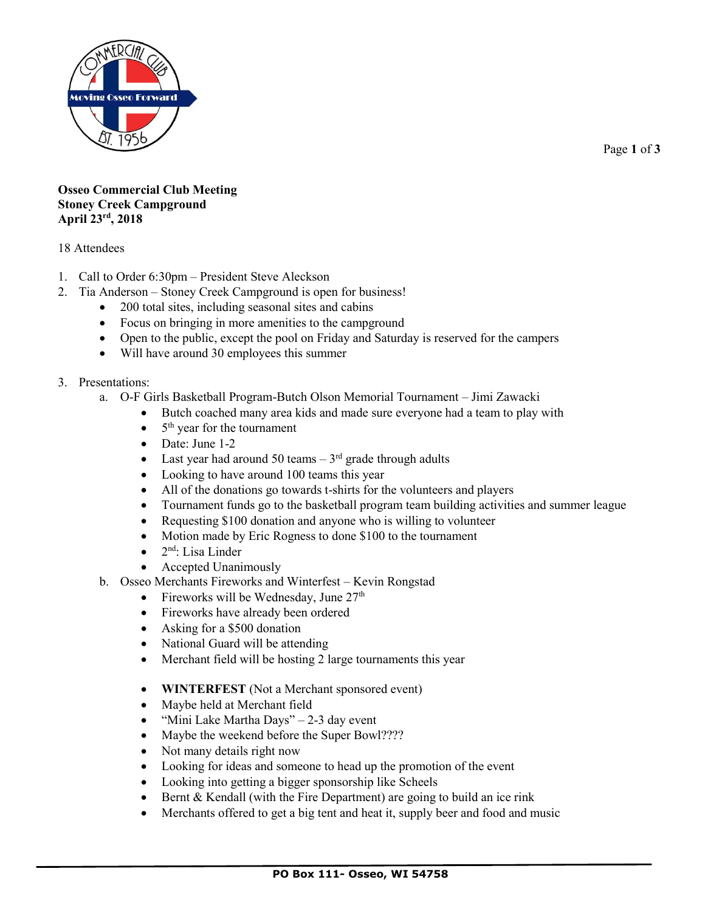**Osseo Commercial Club Meeting**
**Stoney Creek Campground**
**April 23rd, 2018**

18 Attendees

1. Call to Order 6:30pm – President Steve Aleckson
2. Tia Anderson – Stoney Creek Campground is open for business!
   - 200 total sites, including seasonal sites and cabins
   - Focus on bringing in more amenities to the campground
   - Open to the public, except the pool on Friday and Saturday is reserved for the campers
   - Will have around 30 employees this summer

3. Presentations:
   a. O-F Girls Basketball Program-Butch Olson Memorial Tournament – Jimi Zawacki
      - Butch coached many area kids and made sure everyone had a team to play with
      - 5th year for the tournament
      - Date: June 1-2
      - Last year had around 50 teams – 3rd grade through adults
      - Looking to have around 100 teams this year
      - All of the donations go towards t-shirts for the volunteers and players
      - Tournament funds go to the basketball program team building activities and summer league
      - Requesting $100 donation and anyone who is willing to volunteer
      - Motion made by Eric Rogness to done $100 to the tournament
      - 2nd: Lisa Linder
      - Accepted Unanimously

   b. Osseo Merchants Fireworks and Winterfest – Kevin Rongstad
      - Fireworks will be Wednesday, June 27th
      - Fireworks have already been ordered
      - Asking for a $500 donation
      - National Guard will be attending
      - Merchant field will be hosting 2 large tournaments this year

      - **WINTERFEST** (Not a Merchant sponsored event)
      - Maybe held at Merchant field
      - "Mini Lake Martha Days" – 2-3 day event
      - Maybe the weekend before the Super Bowl????
      - Not many details right now
      - Looking for ideas and someone to head up the promotion of the event
      - Looking into getting a bigger sponsorship like Scheels
      - Bernt & Kendall (with the Fire Department) are going to build an ice rink
      - Merchants offered to get a big tent and heat it, supply beer and food and music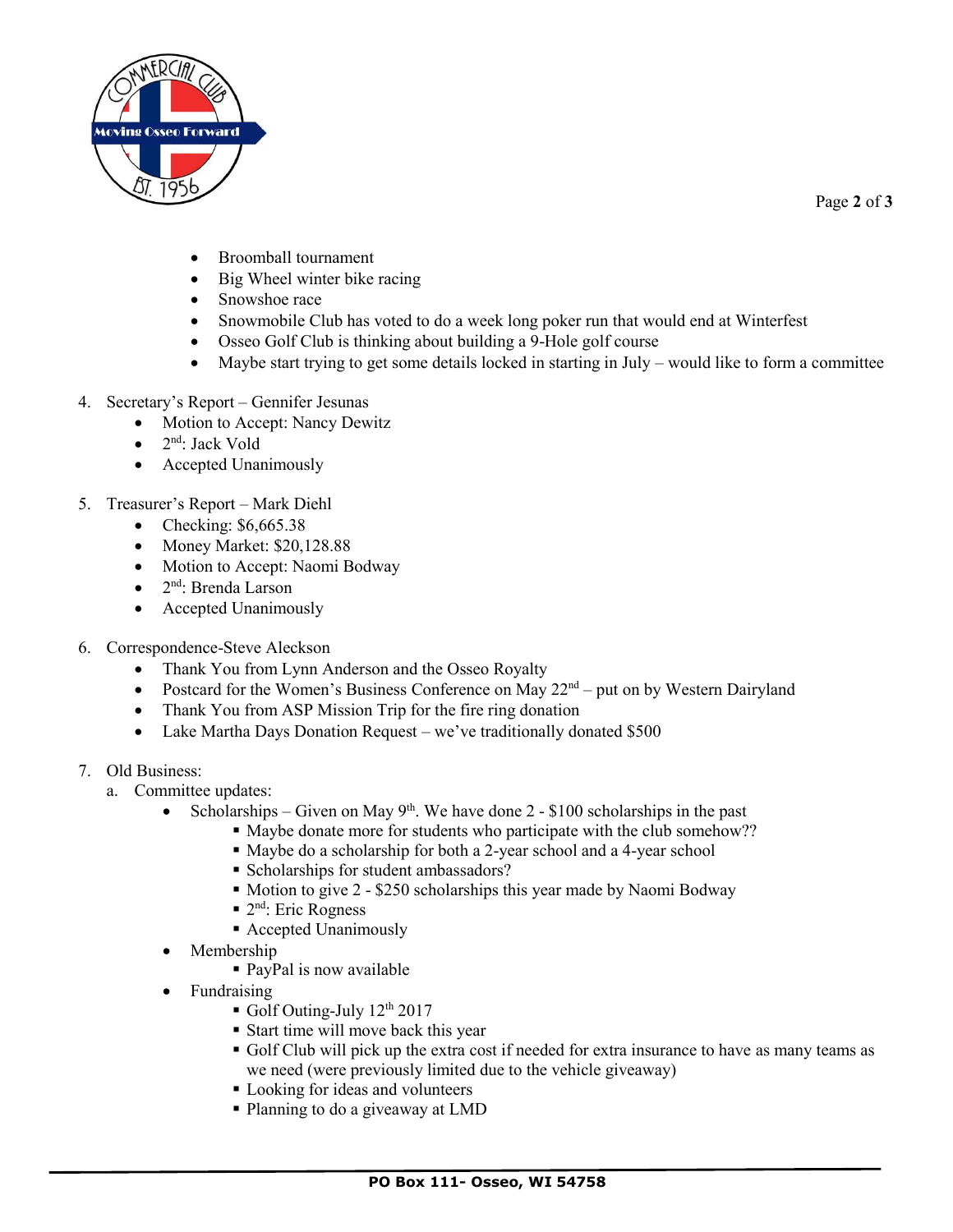- Broomball tournament
- Big Wheel winter bike racing
- Snowshoe race
- Snowmobile Club has voted to do a week long poker run that would end at Winterfest
- Osseo Golf Club is thinking about building a 9-Hole golf course
- Maybe start trying to get some details locked in starting in July – would like to form a committee

4. Secretary's Report – Gennifer Jesunas
   - Motion to Accept: Nancy Dewitz
   - 2nd: Jack Vold
   - Accepted Unanimously

5. Treasurer's Report – Mark Diehl
   - Checking: $6,665.38
   - Money Market: $20,128.88
   - Motion to Accept: Naomi Bodway
   - 2nd: Brenda Larson
   - Accepted Unanimously

6. Correspondence-Steve Aleckson
   - Thank You from Lynn Anderson and the Osseo Royalty
   - Postcard for the Women's Business Conference on May 22nd – put on by Western Dairyland
   - Thank You from ASP Mission Trip for the fire ring donation
   - Lake Martha Days Donation Request – we've traditionally donated $500

7. Old Business:
   a. Committee updates:
      - Scholarships – Given on May 9th. We have done 2 - $100 scholarships in the past
        - Maybe donate more for students who participate with the club somehow??
        - Maybe do a scholarship for both a 2-year school and a 4-year school
        - Scholarships for student ambassadors?
        - Motion to give 2 - $250 scholarships this year made by Naomi Bodway
        - 2nd: Eric Rogness
        - Accepted Unanimously
      - Membership
        - PayPal is now available
      - Fundraising
        - Golf Outing-July 12th 2017
        - Start time will move back this year
        - Golf Club will pick up the extra cost if needed for extra insurance to have as many teams as we need (were previously limited due to the vehicle giveaway)
        - Looking for ideas and volunteers
        - Planning to do a giveaway at LMD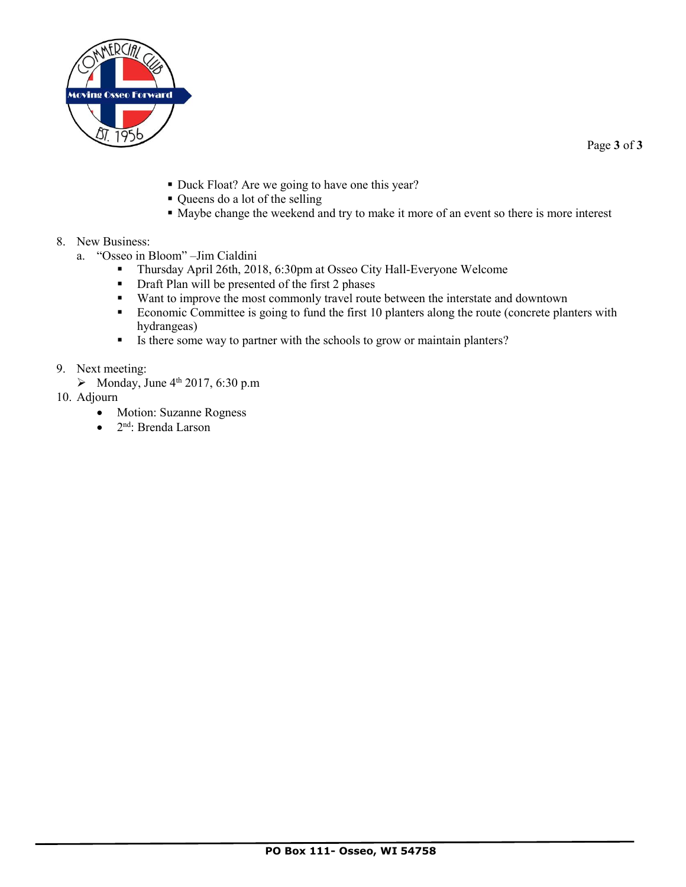- Duck Float? Are we going to have one this year?
- Queens do a lot of the selling
- Maybe change the weekend and try to make it more of an event so there is more interest

8. New Business:
   a. "Osseo in Bloom" –Jim Cialdini
      - Thursday April 26th, 2018, 6:30pm at Osseo City Hall-Everyone Welcome
      - Draft Plan will be presented of the first 2 phases
      - Want to improve the most commonly travel route between the interstate and downtown
      - Economic Committee is going to fund the first 10 planters along the route (concrete planters with hydrangeas)
      - Is there some way to partner with the schools to grow or maintain planters?

9. Next meeting:
   - Monday, June 4th 2017, 6:30 p.m
10. Adjourn
    - Motion: Suzanne Rogness
    - 2nd: Brenda Larson

PO Box 111- Osseo, WI 54758